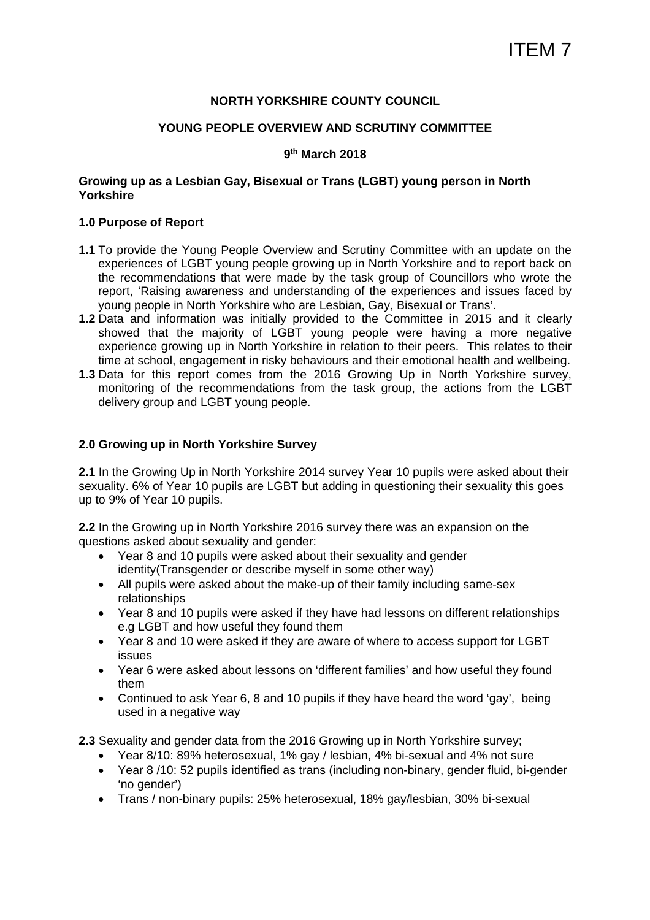ITEM 7

**NORTH YORKSHIRE COUNTY COUNCIL**

**YOUNG PEOPLE OVERVIEW AND SCRUTINY COMMITTEE**

**9th March 2018**

**Growing up as a Lesbian Gay, Bisexual or Trans (LGBT) young person in North Yorkshire**

**1.0 Purpose of Report**

**1.1** To provide the Young People Overview and Scrutiny Committee with an update on the experiences of LGBT young people growing up in North Yorkshire and to report back on the recommendations that were made by the task group of Councillors who wrote the report, 'Raising awareness and understanding of the experiences and issues faced by young people in North Yorkshire who are Lesbian, Gay, Bisexual or Trans'.

**1.2** Data and information was initially provided to the Committee in 2015 and it clearly showed that the majority of LGBT young people were having a more negative experience growing up in North Yorkshire in relation to their peers. This relates to their time at school, engagement in risky behaviours and their emotional health and wellbeing.

**1.3** Data for this report comes from the 2016 Growing Up in North Yorkshire survey, monitoring of the recommendations from the task group, the actions from the LGBT delivery group and LGBT young people.

**2.0 Growing up in North Yorkshire Survey**

**2.1** In the Growing Up in North Yorkshire 2014 survey Year 10 pupils were asked about their sexuality. 6% of Year 10 pupils are LGBT but adding in questioning their sexuality this goes up to 9% of Year 10 pupils.

**2.2** In the Growing up in North Yorkshire 2016 survey there was an expansion on the questions asked about sexuality and gender:

- Year 8 and 10 pupils were asked about their sexuality and gender identity(Transgender or describe myself in some other way)
- All pupils were asked about the make-up of their family including same-sex relationships
- Year 8 and 10 pupils were asked if they have had lessons on different relationships e.g LGBT and how useful they found them
- Year 8 and 10 were asked if they are aware of where to access support for LGBT issues
- Year 6 were asked about lessons on 'different families' and how useful they found them
- Continued to ask Year 6, 8 and 10 pupils if they have heard the word 'gay', being used in a negative way

**2.3** Sexuality and gender data from the 2016 Growing up in North Yorkshire survey;

- Year 8/10: 89% heterosexual, 1% gay / lesbian, 4% bi-sexual and 4% not sure
- Year 8 /10: 52 pupils identified as trans (including non-binary, gender fluid, bi-gender 'no gender')
- Trans / non-binary pupils: 25% heterosexual, 18% gay/lesbian, 30% bi-sexual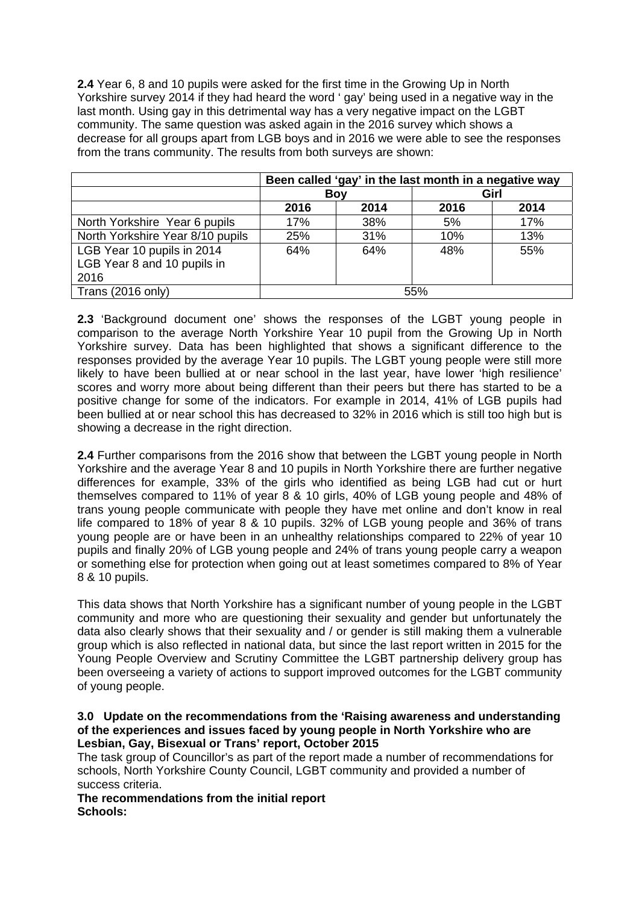**2.4** Year 6, 8 and 10 pupils were asked for the first time in the Growing Up in North Yorkshire survey 2014 if they had heard the word ' gay' being used in a negative way in the last month. Using gay in this detrimental way has a very negative impact on the LGBT community. The same question was asked again in the 2016 survey which shows a decrease for all groups apart from LGB boys and in 2016 we were able to see the responses from the trans community. The results from both surveys are shown:

| | **Been called 'gay' in the last month in a negative way** | | | |
|---|---|---|---|---|
| | **Boy** | | **Girl** | |
| | **2016** | **2014** | **2016** | **2014** |
| North Yorkshire Year 6 pupils | 17% | 38% | 5% | 17% |
| North Yorkshire Year 8/10 pupils | 25% | 31% | 10% | 13% |
| LGB Year 10 pupils in 2014 LGB Year 8 and 10 pupils in 2016 | 64% | 64% | 48% | 55% |
| Trans (2016 only) | 55% | | | |

**2.3** 'Background document one' shows the responses of the LGBT young people in comparison to the average North Yorkshire Year 10 pupil from the Growing Up in North Yorkshire survey. Data has been highlighted that shows a significant difference to the responses provided by the average Year 10 pupils. The LGBT young people were still more likely to have been bullied at or near school in the last year, have lower 'high resilience' scores and worry more about being different than their peers but there has started to be a positive change for some of the indicators. For example in 2014, 41% of LGB pupils had been bullied at or near school this has decreased to 32% in 2016 which is still too high but is showing a decrease in the right direction.

**2.4** Further comparisons from the 2016 show that between the LGBT young people in North Yorkshire and the average Year 8 and 10 pupils in North Yorkshire there are further negative differences for example, 33% of the girls who identified as being LGB had cut or hurt themselves compared to 11% of year 8 & 10 girls, 40% of LGB young people and 48% of trans young people communicate with people they have met online and don't know in real life compared to 18% of year 8 & 10 pupils. 32% of LGB young people and 36% of trans young people are or have been in an unhealthy relationships compared to 22% of year 10 pupils and finally 20% of LGB young people and 24% of trans young people carry a weapon or something else for protection when going out at least sometimes compared to 8% of Year 8 & 10 pupils.

This data shows that North Yorkshire has a significant number of young people in the LGBT community and more who are questioning their sexuality and gender but unfortunately the data also clearly shows that their sexuality and / or gender is still making them a vulnerable group which is also reflected in national data, but since the last report written in 2015 for the Young People Overview and Scrutiny Committee the LGBT partnership delivery group has been overseeing a variety of actions to support improved outcomes for the LGBT community of young people.

### 3.0 Update on the recommendations from the 'Raising awareness and understanding of the experiences and issues faced by young people in North Yorkshire who are Lesbian, Gay, Bisexual or Trans' report, October 2015

The task group of Councillor's as part of the report made a number of recommendations for schools, North Yorkshire County Council, LGBT community and provided a number of success criteria.

**The recommendations from the initial report**
**Schools:**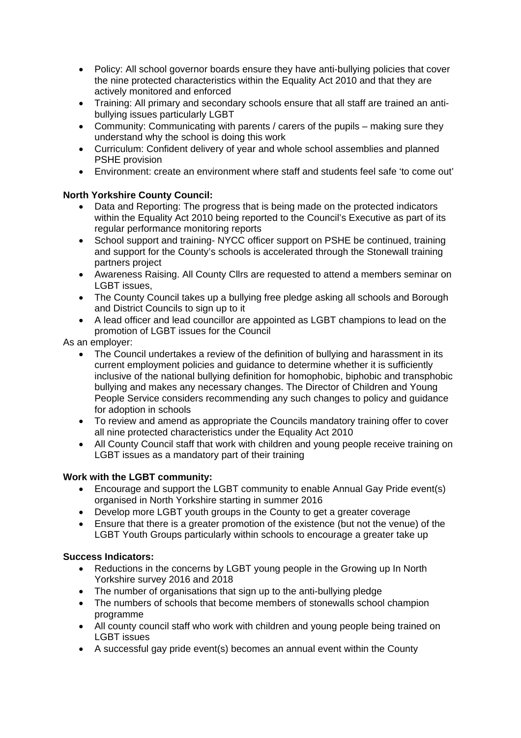- Policy: All school governor boards ensure they have anti-bullying policies that cover the nine protected characteristics within the Equality Act 2010 and that they are actively monitored and enforced
- Training: All primary and secondary schools ensure that all staff are trained an anti-bullying issues particularly LGBT
- Community: Communicating with parents / carers of the pupils – making sure they understand why the school is doing this work
- Curriculum: Confident delivery of year and whole school assemblies and planned PSHE provision
- Environment: create an environment where staff and students feel safe 'to come out'

**North Yorkshire County Council:**

- Data and Reporting: The progress that is being made on the protected indicators within the Equality Act 2010 being reported to the Council's Executive as part of its regular performance monitoring reports
- School support and training- NYCC officer support on PSHE be continued, training and support for the County's schools is accelerated through the Stonewall training partners project
- Awareness Raising. All County Cllrs are requested to attend a members seminar on LGBT issues,
- The County Council takes up a bullying free pledge asking all schools and Borough and District Councils to sign up to it
- A lead officer and lead councillor are appointed as LGBT champions to lead on the promotion of LGBT issues for the Council

As an employer:

- The Council undertakes a review of the definition of bullying and harassment in its current employment policies and guidance to determine whether it is sufficiently inclusive of the national bullying definition for homophobic, biphobic and transphobic bullying and makes any necessary changes. The Director of Children and Young People Service considers recommending any such changes to policy and guidance for adoption in schools
- To review and amend as appropriate the Councils mandatory training offer to cover all nine protected characteristics under the Equality Act 2010
- All County Council staff that work with children and young people receive training on LGBT issues as a mandatory part of their training

**Work with the LGBT community:**

- Encourage and support the LGBT community to enable Annual Gay Pride event(s) organised in North Yorkshire starting in summer 2016
- Develop more LGBT youth groups in the County to get a greater coverage
- Ensure that there is a greater promotion of the existence (but not the venue) of the LGBT Youth Groups particularly within schools to encourage a greater take up

**Success Indicators:**

- Reductions in the concerns by LGBT young people in the Growing up In North Yorkshire survey 2016 and 2018
- The number of organisations that sign up to the anti-bullying pledge
- The numbers of schools that become members of stonewalls school champion programme
- All county council staff who work with children and young people being trained on LGBT issues
- A successful gay pride event(s) becomes an annual event within the County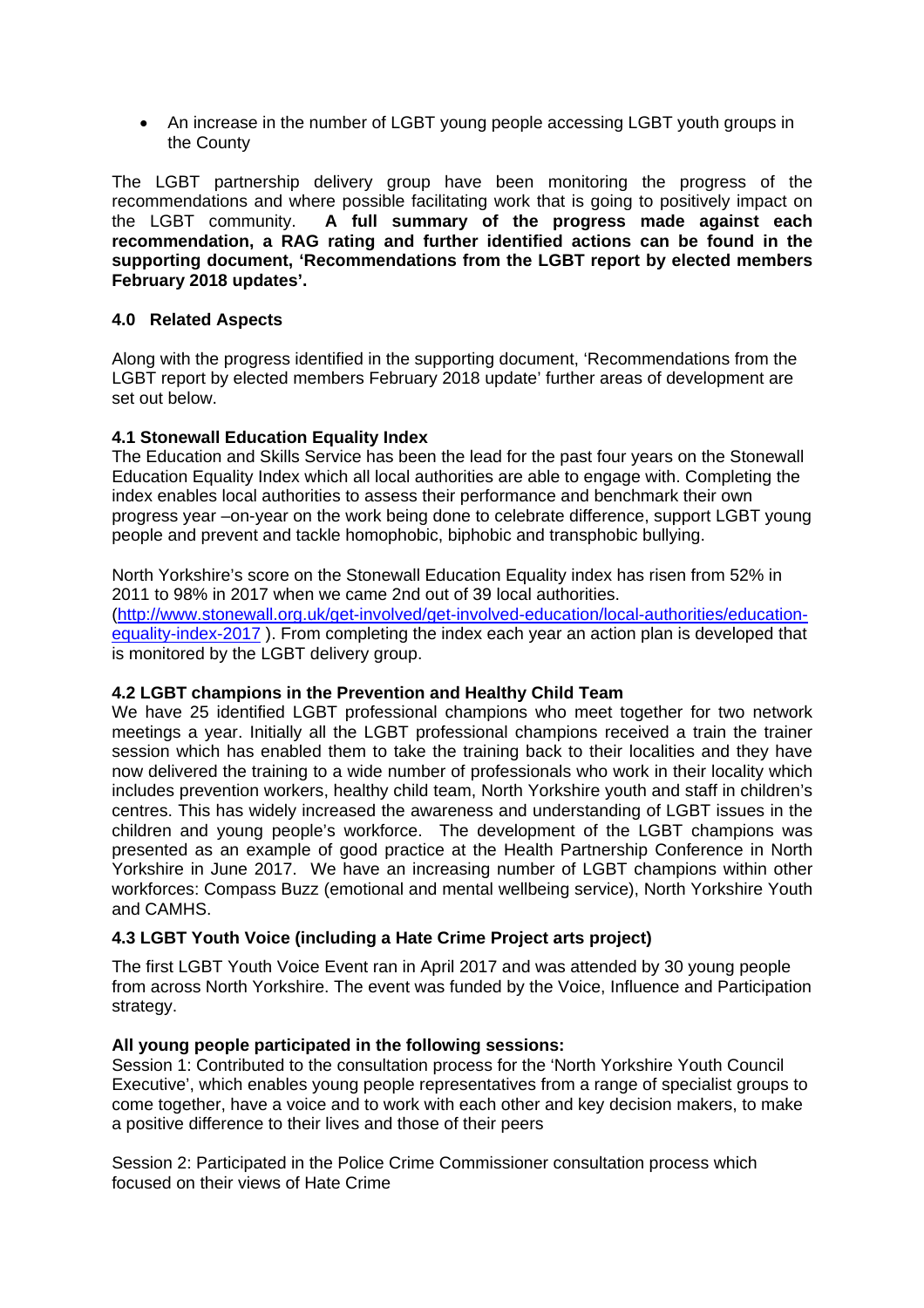- An increase in the number of LGBT young people accessing LGBT youth groups in the County

The LGBT partnership delivery group have been monitoring the progress of the recommendations and where possible facilitating work that is going to positively impact on the LGBT community. **A full summary of the progress made against each recommendation, a RAG rating and further identified actions can be found in the supporting document, 'Recommendations from the LGBT report by elected members February 2018 updates'.**

## 4.0 Related Aspects

Along with the progress identified in the supporting document, 'Recommendations from the LGBT report by elected members February 2018 update' further areas of development are set out below.

### 4.1 Stonewall Education Equality Index

The Education and Skills Service has been the lead for the past four years on the Stonewall Education Equality Index which all local authorities are able to engage with. Completing the index enables local authorities to assess their performance and benchmark their own progress year –on-year on the work being done to celebrate difference, support LGBT young people and prevent and tackle homophobic, biphobic and transphobic bullying.

North Yorkshire's score on the Stonewall Education Equality index has risen from 52% in 2011 to 98% in 2017 when we came 2nd out of 39 local authorities. (http://www.stonewall.org.uk/get-involved/get-involved-education/local-authorities/education-equality-index-2017 ). From completing the index each year an action plan is developed that is monitored by the LGBT delivery group.

### 4.2 LGBT champions in the Prevention and Healthy Child Team

We have 25 identified LGBT professional champions who meet together for two network meetings a year. Initially all the LGBT professional champions received a train the trainer session which has enabled them to take the training back to their localities and they have now delivered the training to a wide number of professionals who work in their locality which includes prevention workers, healthy child team, North Yorkshire youth and staff in children's centres. This has widely increased the awareness and understanding of LGBT issues in the children and young people's workforce. The development of the LGBT champions was presented as an example of good practice at the Health Partnership Conference in North Yorkshire in June 2017. We have an increasing number of LGBT champions within other workforces: Compass Buzz (emotional and mental wellbeing service), North Yorkshire Youth and CAMHS.

### 4.3 LGBT Youth Voice (including a Hate Crime Project arts project)

The first LGBT Youth Voice Event ran in April 2017 and was attended by 30 young people from across North Yorkshire. The event was funded by the Voice, Influence and Participation strategy.

**All young people participated in the following sessions:**

Session 1: Contributed to the consultation process for the 'North Yorkshire Youth Council Executive', which enables young people representatives from a range of specialist groups to come together, have a voice and to work with each other and key decision makers, to make a positive difference to their lives and those of their peers

Session 2: Participated in the Police Crime Commissioner consultation process which focused on their views of Hate Crime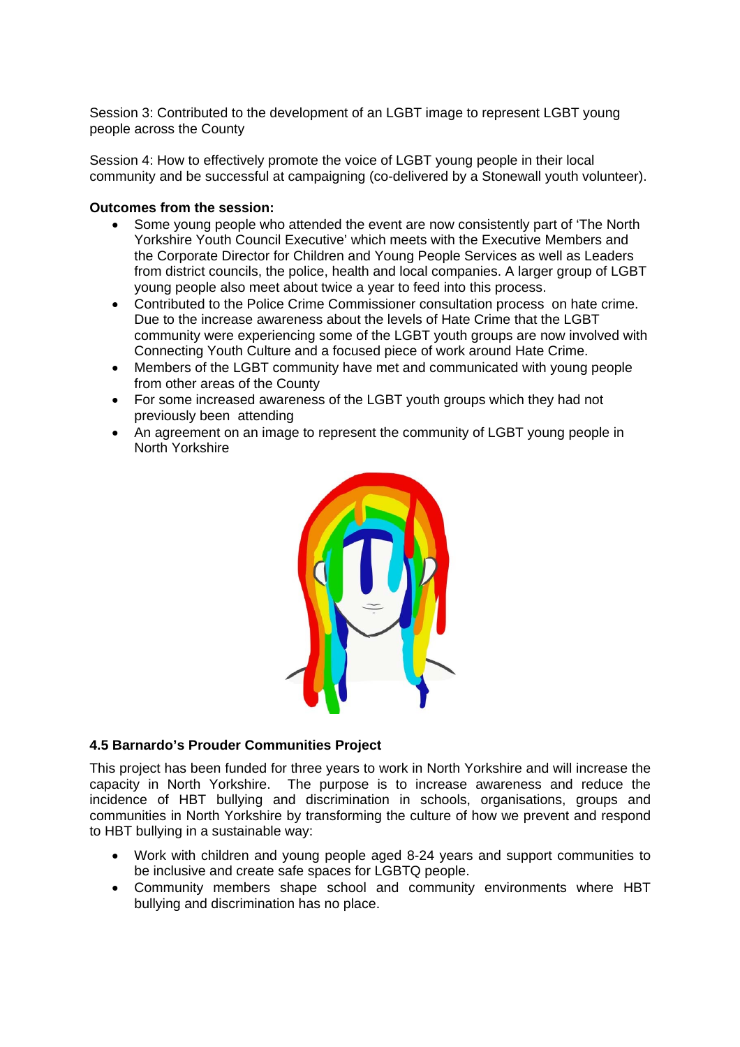Session 3: Contributed to the development of an LGBT image to represent LGBT young people across the County

Session 4: How to effectively promote the voice of LGBT young people in their local community and be successful at campaigning (co-delivered by a Stonewall youth volunteer).

**Outcomes from the session:**

- Some young people who attended the event are now consistently part of 'The North Yorkshire Youth Council Executive' which meets with the Executive Members and the Corporate Director for Children and Young People Services as well as Leaders from district councils, the police, health and local companies. A larger group of LGBT young people also meet about twice a year to feed into this process.
- Contributed to the Police Crime Commissioner consultation process on hate crime. Due to the increase awareness about the levels of Hate Crime that the LGBT community were experiencing some of the LGBT youth groups are now involved with Connecting Youth Culture and a focused piece of work around Hate Crime.
- Members of the LGBT community have met and communicated with young people from other areas of the County
- For some increased awareness of the LGBT youth groups which they had not previously been attending
- An agreement on an image to represent the community of LGBT young people in North Yorkshire

### 4.5 Barnardo's Prouder Communities Project

This project has been funded for three years to work in North Yorkshire and will increase the capacity in North Yorkshire. The purpose is to increase awareness and reduce the incidence of HBT bullying and discrimination in schools, organisations, groups and communities in North Yorkshire by transforming the culture of how we prevent and respond to HBT bullying in a sustainable way:

- Work with children and young people aged 8-24 years and support communities to be inclusive and create safe spaces for LGBTQ people.
- Community members shape school and community environments where HBT bullying and discrimination has no place.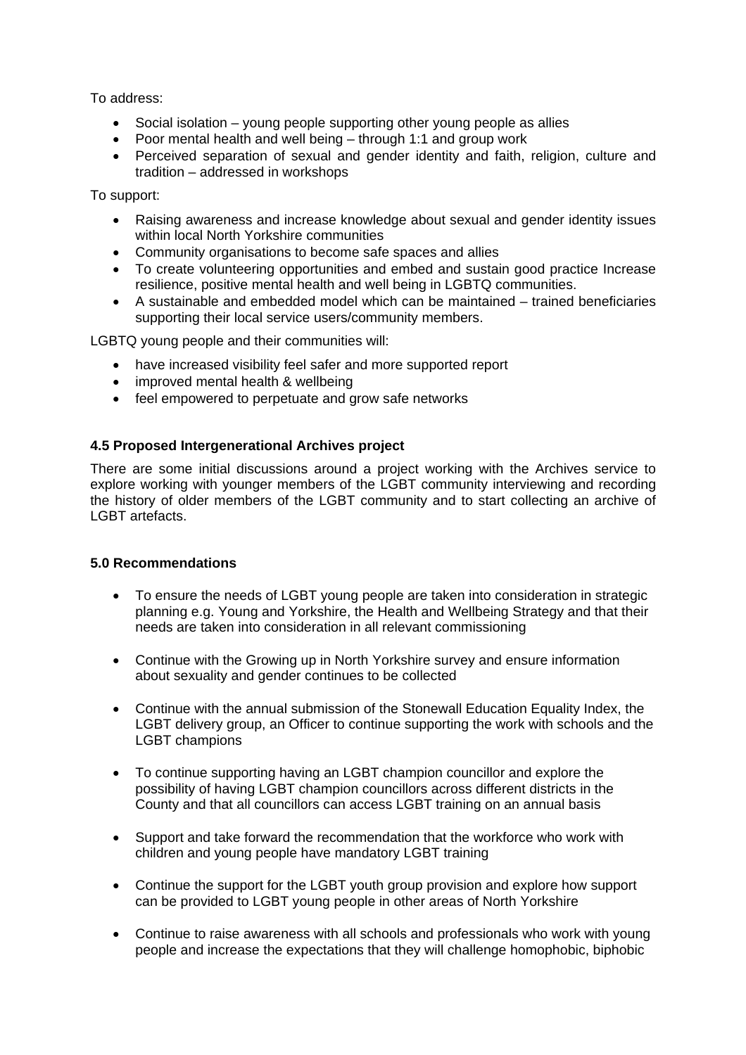To address:

- Social isolation – young people supporting other young people as allies
- Poor mental health and well being – through 1:1 and group work
- Perceived separation of sexual and gender identity and faith, religion, culture and tradition – addressed in workshops

To support:

- Raising awareness and increase knowledge about sexual and gender identity issues within local North Yorkshire communities
- Community organisations to become safe spaces and allies
- To create volunteering opportunities and embed and sustain good practice Increase resilience, positive mental health and well being in LGBTQ communities.
- A sustainable and embedded model which can be maintained – trained beneficiaries supporting their local service users/community members.

LGBTQ young people and their communities will:

- have increased visibility feel safer and more supported report
- improved mental health & wellbeing
- feel empowered to perpetuate and grow safe networks

**4.5 Proposed Intergenerational Archives project**

There are some initial discussions around a project working with the Archives service to explore working with younger members of the LGBT community interviewing and recording the history of older members of the LGBT community and to start collecting an archive of LGBT artefacts.

**5.0 Recommendations**

- To ensure the needs of LGBT young people are taken into consideration in strategic planning e.g. Young and Yorkshire, the Health and Wellbeing Strategy and that their needs are taken into consideration in all relevant commissioning
- Continue with the Growing up in North Yorkshire survey and ensure information about sexuality and gender continues to be collected
- Continue with the annual submission of the Stonewall Education Equality Index, the LGBT delivery group, an Officer to continue supporting the work with schools and the LGBT champions
- To continue supporting having an LGBT champion councillor and explore the possibility of having LGBT champion councillors across different districts in the County and that all councillors can access LGBT training on an annual basis
- Support and take forward the recommendation that the workforce who work with children and young people have mandatory LGBT training
- Continue the support for the LGBT youth group provision and explore how support can be provided to LGBT young people in other areas of North Yorkshire
- Continue to raise awareness with all schools and professionals who work with young people and increase the expectations that they will challenge homophobic, biphobic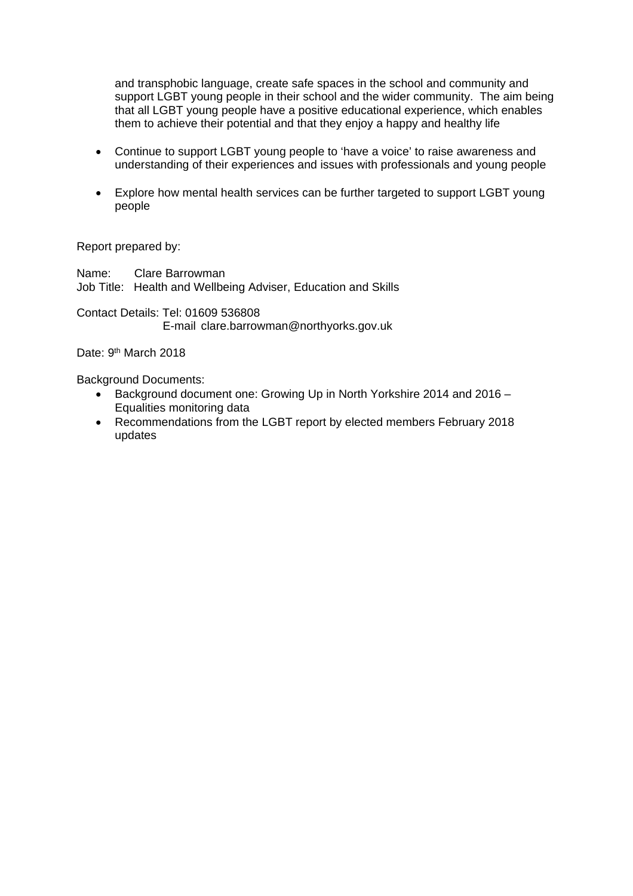and transphobic language, create safe spaces in the school and community and support LGBT young people in their school and the wider community. The aim being that all LGBT young people have a positive educational experience, which enables them to achieve their potential and that they enjoy a happy and healthy life

- Continue to support LGBT young people to 'have a voice' to raise awareness and understanding of their experiences and issues with professionals and young people

- Explore how mental health services can be further targeted to support LGBT young people

Report prepared by:

Name: Clare Barrowman
Job Title: Health and Wellbeing Adviser, Education and Skills

Contact Details: Tel: 01609 536808
E-mail clare.barrowman@northyorks.gov.uk

Date: 9th March 2018

Background Documents:

- Background document one: Growing Up in North Yorkshire 2014 and 2016 – Equalities monitoring data
- Recommendations from the LGBT report by elected members February 2018 updates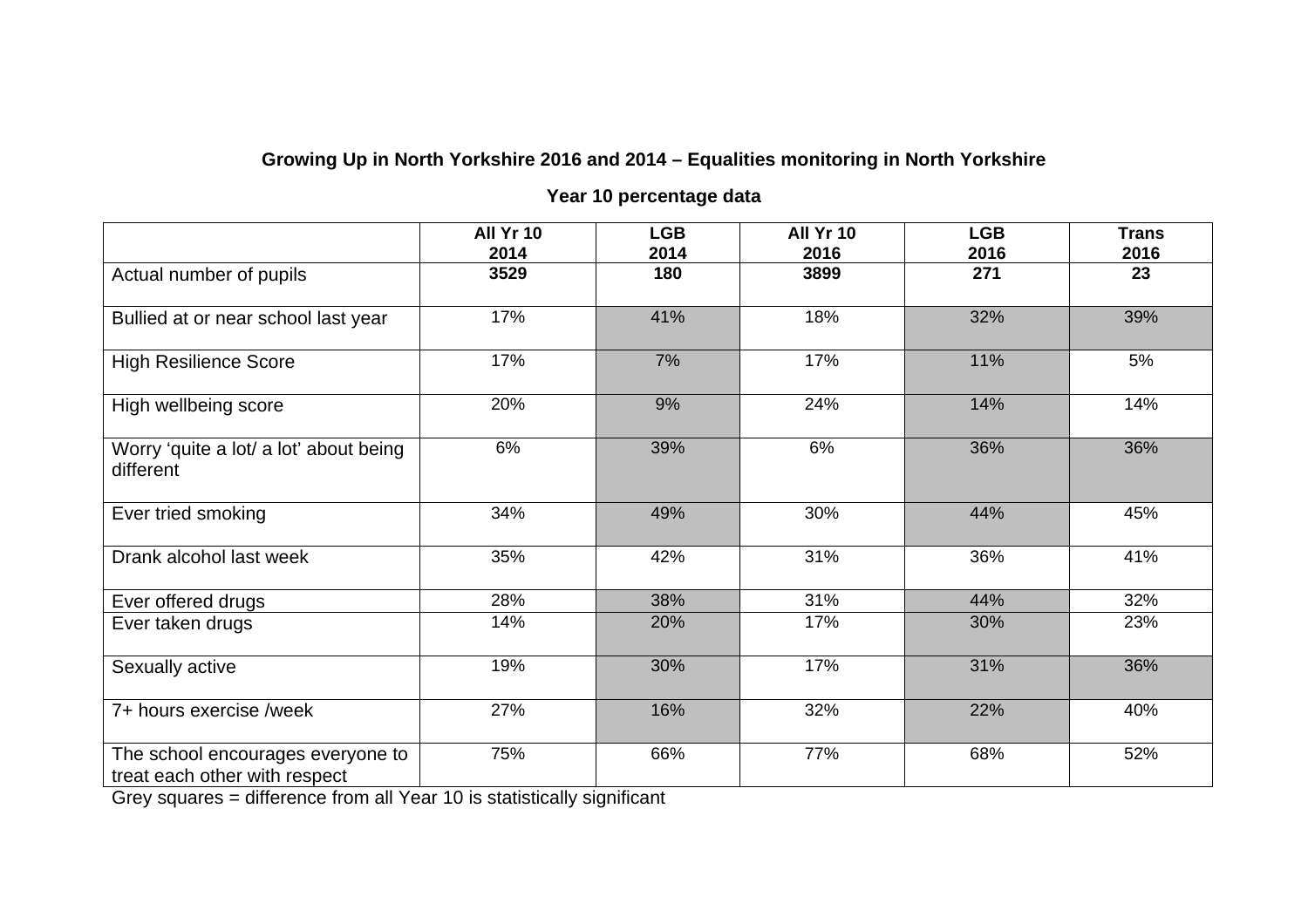**Growing Up in North Yorkshire 2016 and 2014 – Equalities monitoring in North Yorkshire**

**Year 10 percentage data**

| | All Yr 10 2014 | LGB 2014 | All Yr 10 2016 | LGB 2016 | Trans 2016 |
|---|---|---|---|---|---|
| Actual number of pupils | **3529** | **180** | **3899** | **271** | **23** |
| Bullied at or near school last year | 17% | 41% | 18% | 32% | 39% |
| High Resilience Score | 17% | 7% | 17% | 11% | 5% |
| High wellbeing score | 20% | 9% | 24% | 14% | 14% |
| Worry 'quite a lot/ a lot' about being different | 6% | 39% | 6% | 36% | 36% |
| Ever tried smoking | 34% | 49% | 30% | 44% | 45% |
| Drank alcohol last week | 35% | 42% | 31% | 36% | 41% |
| Ever offered drugs | 28% | 38% | 31% | 44% | 32% |
| Ever taken drugs | 14% | 20% | 17% | 30% | 23% |
| Sexually active | 19% | 30% | 17% | 31% | 36% |
| 7+ hours exercise /week | 27% | 16% | 32% | 22% | 40% |
| The school encourages everyone to treat each other with respect | 75% | 66% | 77% | 68% | 52% |

Grey squares = difference from all Year 10 is statistically significant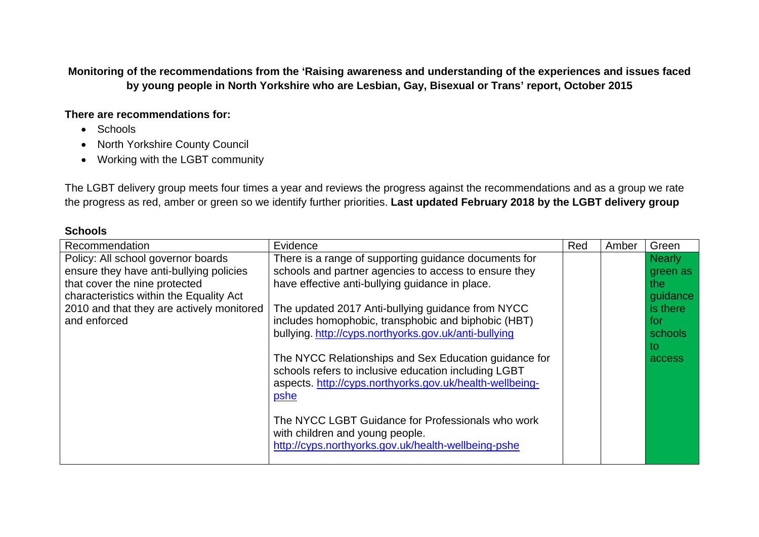**Monitoring of the recommendations from the 'Raising awareness and understanding of the experiences and issues faced by young people in North Yorkshire who are Lesbian, Gay, Bisexual or Trans' report, October 2015**

**There are recommendations for:**

- Schools
- North Yorkshire County Council
- Working with the LGBT community

The LGBT delivery group meets four times a year and reviews the progress against the recommendations and as a group we rate the progress as red, amber or green so we identify further priorities. **Last updated February 2018 by the LGBT delivery group**

**Schools**

| Recommendation | Evidence | Red | Amber | Green |
|---|---|---|---|---|
| Policy: All school governor boards ensure they have anti-bullying policies that cover the nine protected characteristics within the Equality Act 2010 and that they are actively monitored and enforced | There is a range of supporting guidance documents for schools and partner agencies to access to ensure they have effective anti-bullying guidance in place.<br><br>The updated 2017 Anti-bullying guidance from NYCC includes homophobic, transphobic and biphobic (HBT) bullying. http://cyps.northyorks.gov.uk/anti-bullying<br><br>The NYCC Relationships and Sex Education guidance for schools refers to inclusive education including LGBT aspects. http://cyps.northyorks.gov.uk/health-wellbeing-pshe<br><br>The NYCC LGBT Guidance for Professionals who work with children and young people. http://cyps.northyorks.gov.uk/health-wellbeing-pshe | | | Nearly green as the guidance is there for schools to access |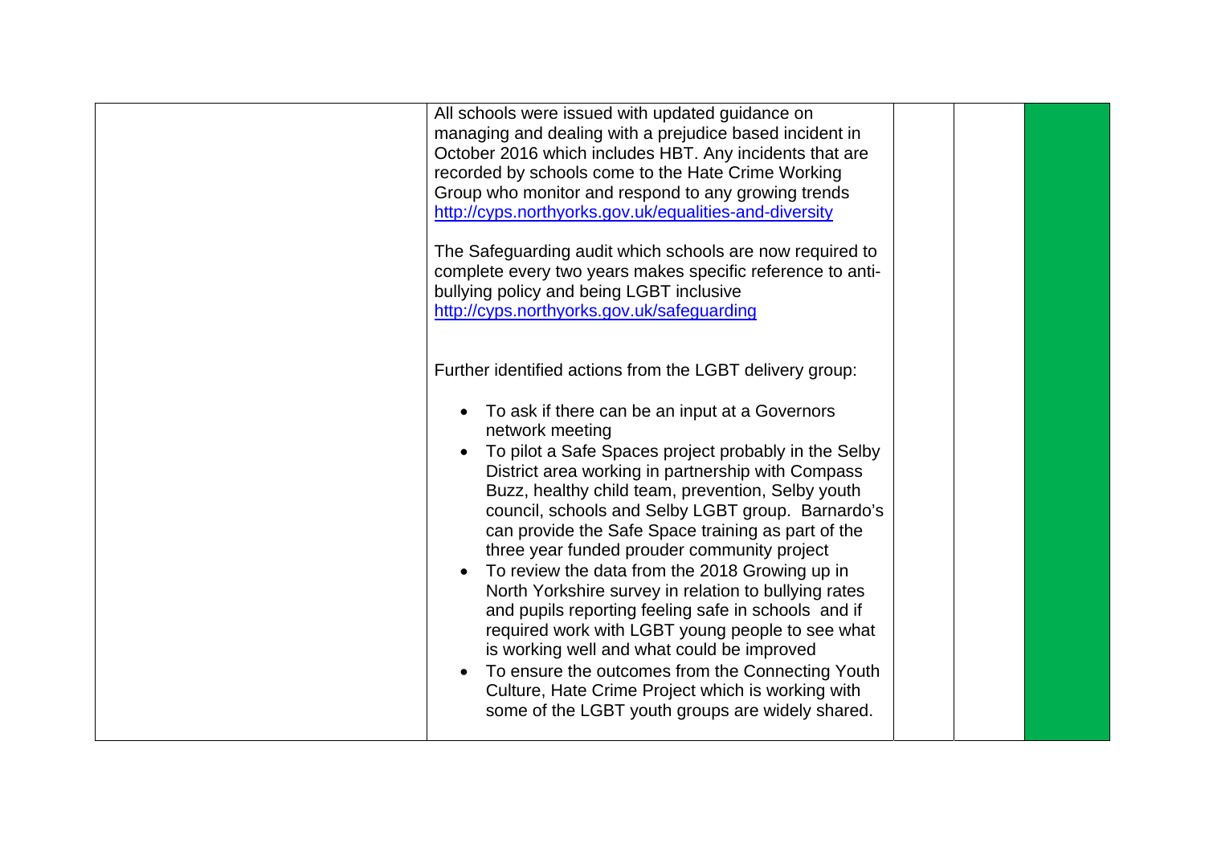| | | | | |
|---|---|---|---|---|
| | All schools were issued with updated guidance on managing and dealing with a prejudice based incident in October 2016 which includes HBT. Any incidents that are recorded by schools come to the Hate Crime Working Group who monitor and respond to any growing trends http://cyps.northyorks.gov.uk/equalities-and-diversity<br><br>The Safeguarding audit which schools are now required to complete every two years makes specific reference to anti-bullying policy and being LGBT inclusive http://cyps.northyorks.gov.uk/safeguarding<br><br>Further identified actions from the LGBT delivery group:<br><br>• To ask if there can be an input at a Governors network meeting<br>• To pilot a Safe Spaces project probably in the Selby District area working in partnership with Compass Buzz, healthy child team, prevention, Selby youth council, schools and Selby LGBT group. Barnardo's can provide the Safe Space training as part of the three year funded prouder community project<br>• To review the data from the 2018 Growing up in North Yorkshire survey in relation to bullying rates and pupils reporting feeling safe in schools and if required work with LGBT young people to see what is working well and what could be improved<br>• To ensure the outcomes from the Connecting Youth Culture, Hate Crime Project which is working with some of the LGBT youth groups are widely shared. | | | |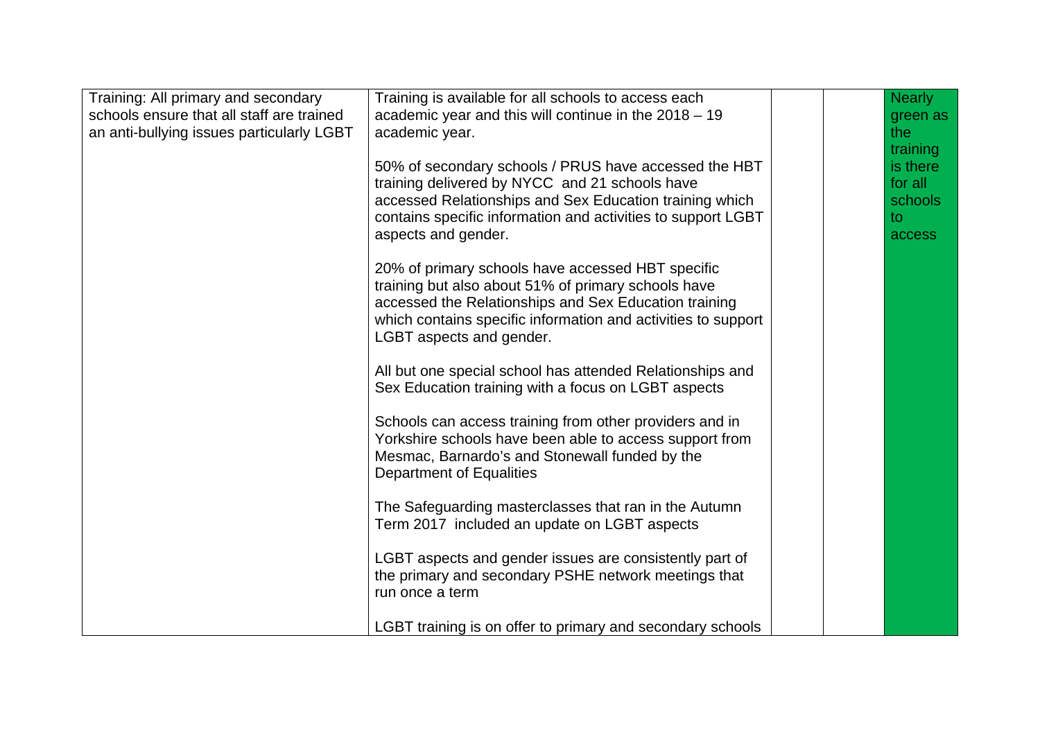| | | | | |
|---|---|---|---|---|
| Training: All primary and secondary schools ensure that all staff are trained an anti-bullying issues particularly LGBT | Training is available for all schools to access each academic year and this will continue in the 2018 – 19 academic year.<br><br>50% of secondary schools / PRUS have accessed the HBT training delivered by NYCC and 21 schools have accessed Relationships and Sex Education training which contains specific information and activities to support LGBT aspects and gender.<br><br>20% of primary schools have accessed HBT specific training but also about 51% of primary schools have accessed the Relationships and Sex Education training which contains specific information and activities to support LGBT aspects and gender.<br><br>All but one special school has attended Relationships and Sex Education training with a focus on LGBT aspects<br><br>Schools can access training from other providers and in Yorkshire schools have been able to access support from Mesmac, Barnardo's and Stonewall funded by the Department of Equalities<br><br>The Safeguarding masterclasses that ran in the Autumn Term 2017 included an update on LGBT aspects<br><br>LGBT aspects and gender issues are consistently part of the primary and secondary PSHE network meetings that run once a term<br><br>LGBT training is on offer to primary and secondary schools | | | Nearly green as the training is there for all schools to access |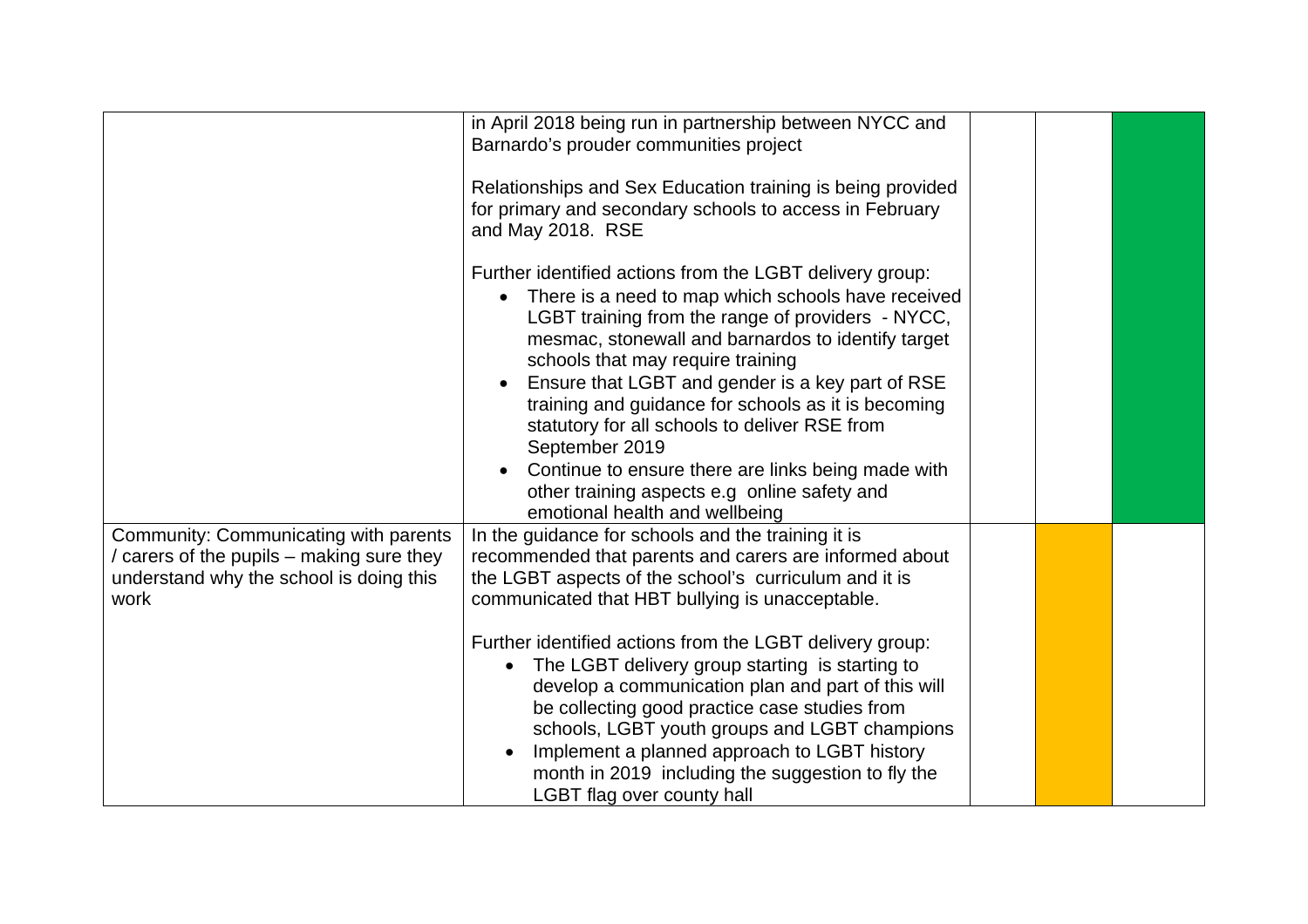| | | | | |
|---|---|---|---|---|
| | in April 2018 being run in partnership between NYCC and Barnardo's prouder communities project<br><br>Relationships and Sex Education training is being provided for primary and secondary schools to access in February and May 2018. RSE<br><br>Further identified actions from the LGBT delivery group:<br>• There is a need to map which schools have received LGBT training from the range of providers - NYCC, mesmac, stonewall and barnardos to identify target schools that may require training<br>• Ensure that LGBT and gender is a key part of RSE training and guidance for schools as it is becoming statutory for all schools to deliver RSE from September 2019<br>• Continue to ensure there are links being made with other training aspects e.g online safety and emotional health and wellbeing | | | |
| Community: Communicating with parents / carers of the pupils – making sure they understand why the school is doing this work | In the guidance for schools and the training it is recommended that parents and carers are informed about the LGBT aspects of the school's curriculum and it is communicated that HBT bullying is unacceptable.<br><br>Further identified actions from the LGBT delivery group:<br>• The LGBT delivery group starting is starting to develop a communication plan and part of this will be collecting good practice case studies from schools, LGBT youth groups and LGBT champions<br>• Implement a planned approach to LGBT history month in 2019 including the suggestion to fly the LGBT flag over county hall | | | |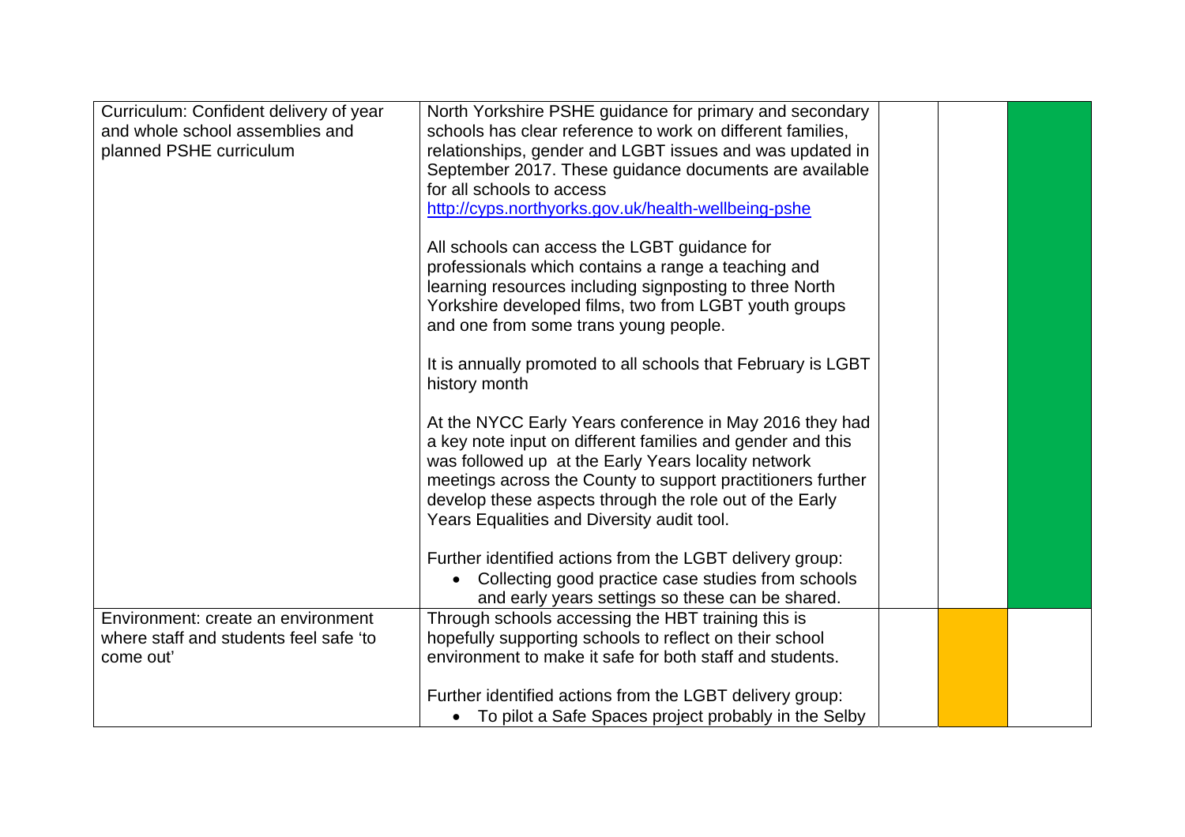| | | | | |
|---|---|---|---|---|
| Curriculum: Confident delivery of year and whole school assemblies and planned PSHE curriculum | North Yorkshire PSHE guidance for primary and secondary schools has clear reference to work on different families, relationships, gender and LGBT issues and was updated in September 2017. These guidance documents are available for all schools to access [http://cyps.northyorks.gov.uk/health-wellbeing-pshe](http://cyps.northyorks.gov.uk/health-wellbeing-pshe)<br><br>All schools can access the LGBT guidance for professionals which contains a range a teaching and learning resources including signposting to three North Yorkshire developed films, two from LGBT youth groups and one from some trans young people.<br><br>It is annually promoted to all schools that February is LGBT history month<br><br>At the NYCC Early Years conference in May 2016 they had a key note input on different families and gender and this was followed up at the Early Years locality network meetings across the County to support practitioners further develop these aspects through the role out of the Early Years Equalities and Diversity audit tool.<br><br>Further identified actions from the LGBT delivery group:<br>• Collecting good practice case studies from schools and early years settings so these can be shared. | | | Green |
| Environment: create an environment where staff and students feel safe 'to come out' | Through schools accessing the HBT training this is hopefully supporting schools to reflect on their school environment to make it safe for both staff and students.<br><br>Further identified actions from the LGBT delivery group:<br>• To pilot a Safe Spaces project probably in the Selby | | Amber | |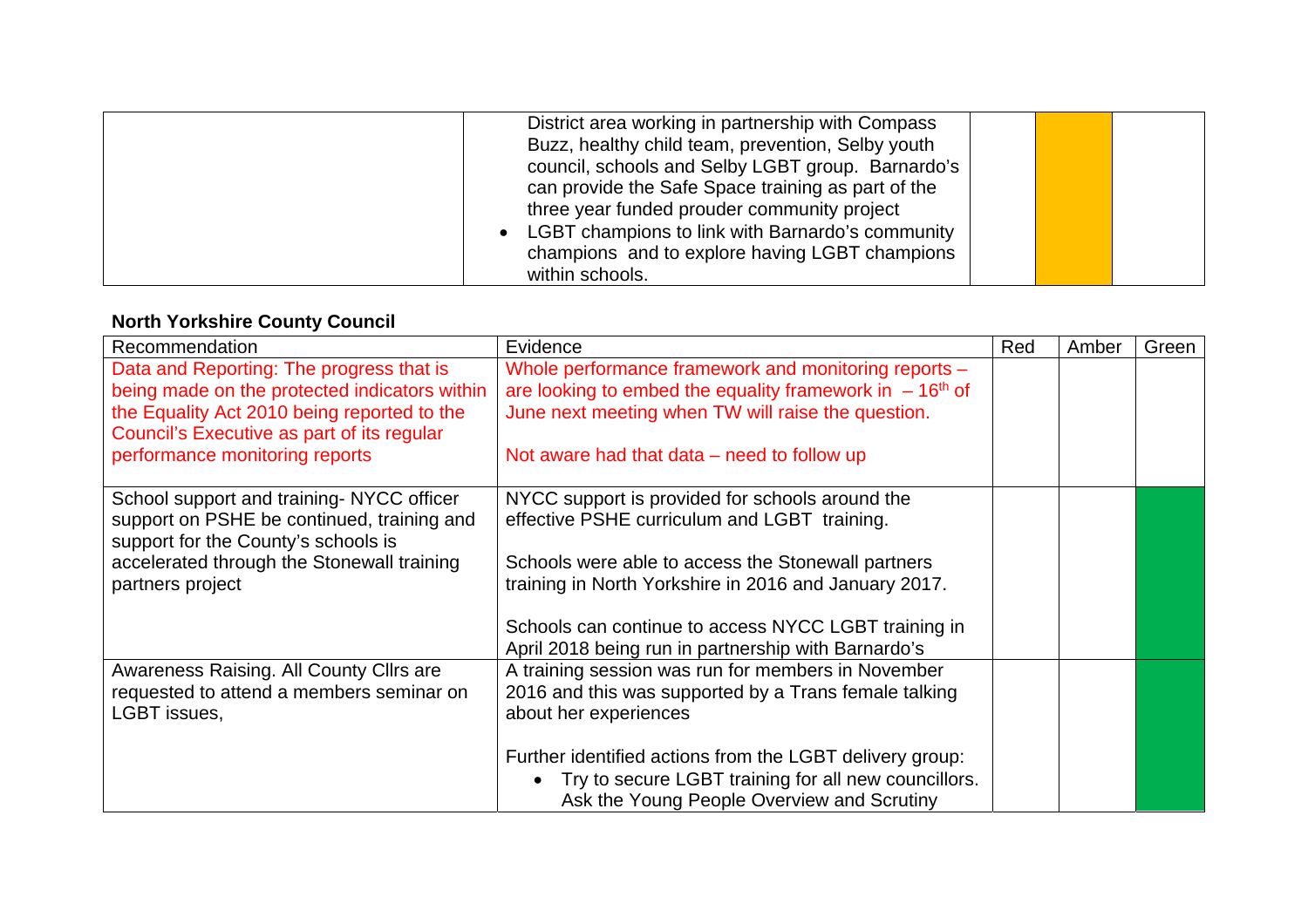| | | | | |
|---|---|---|---|---|
| | District area working in partnership with Compass Buzz, healthy child team, prevention, Selby youth council, schools and Selby LGBT group. Barnardo's can provide the Safe Space training as part of the three year funded prouder community project<br>• LGBT champions to link with Barnardo's community champions and to explore having LGBT champions within schools. | | | |

**North Yorkshire County Council**

| Recommendation | Evidence | Red | Amber | Green |
|---|---|---|---|---|
| Data and Reporting: The progress that is being made on the protected indicators within the Equality Act 2010 being reported to the Council's Executive as part of its regular performance monitoring reports | Whole performance framework and monitoring reports – are looking to embed the equality framework in – 16th of June next meeting when TW will raise the question.<br><br>Not aware had that data – need to follow up | | | |
| School support and training- NYCC officer support on PSHE be continued, training and support for the County's schools is accelerated through the Stonewall training partners project | NYCC support is provided for schools around the effective PSHE curriculum and LGBT training.<br><br>Schools were able to access the Stonewall partners training in North Yorkshire in 2016 and January 2017.<br><br>Schools can continue to access NYCC LGBT training in April 2018 being run in partnership with Barnardo's | | | |
| Awareness Raising. All County Cllrs are requested to attend a members seminar on LGBT issues, | A training session was run for members in November 2016 and this was supported by a Trans female talking about her experiences<br><br>Further identified actions from the LGBT delivery group:<br>• Try to secure LGBT training for all new councillors. Ask the Young People Overview and Scrutiny | | | |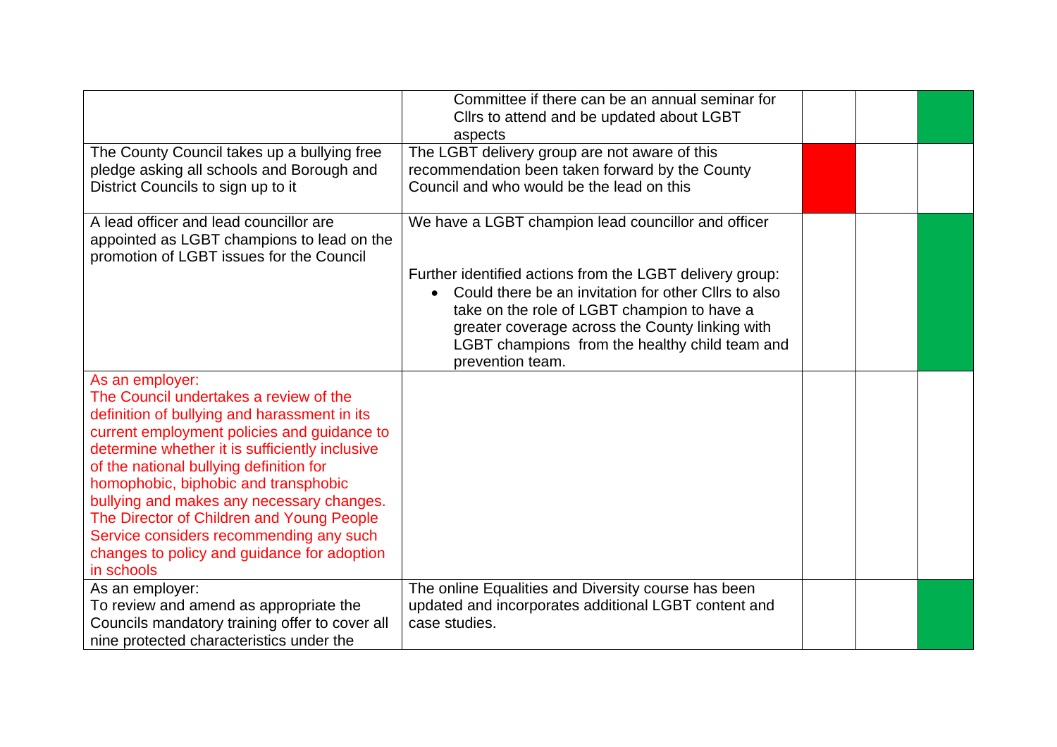| | | | | |
|---|---|---|---|---|
| | Committee if there can be an annual seminar for Cllrs to attend and be updated about LGBT aspects | | | |
| The County Council takes up a bullying free pledge asking all schools and Borough and District Councils to sign up to it | The LGBT delivery group are not aware of this recommendation been taken forward by the County Council and who would be the lead on this | | | |
| A lead officer and lead councillor are appointed as LGBT champions to lead on the promotion of LGBT issues for the Council | We have a LGBT champion lead councillor and officer<br><br>Further identified actions from the LGBT delivery group:<br>• Could there be an invitation for other Cllrs to also take on the role of LGBT champion to have a greater coverage across the County linking with LGBT champions from the healthy child team and prevention team. | | | |
| As an employer:<br>The Council undertakes a review of the definition of bullying and harassment in its current employment policies and guidance to determine whether it is sufficiently inclusive of the national bullying definition for homophobic, biphobic and transphobic bullying and makes any necessary changes. The Director of Children and Young People Service considers recommending any such changes to policy and guidance for adoption in schools | | | | |
| As an employer:<br>To review and amend as appropriate the Councils mandatory training offer to cover all nine protected characteristics under the | The online Equalities and Diversity course has been updated and incorporates additional LGBT content and case studies. | | | |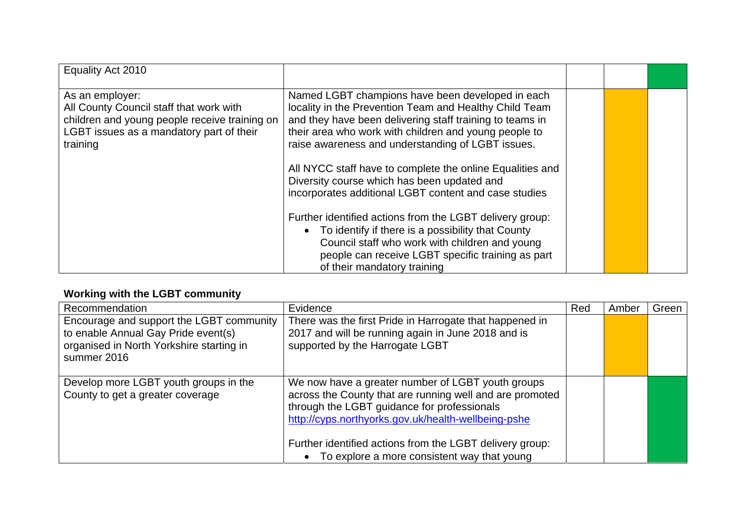| Equality Act 2010 | | | | ■ |
|---|---|---|---|---|
| As an employer:<br>All County Council staff that work with children and young people receive training on LGBT issues as a mandatory part of their training | Named LGBT champions have been developed in each locality in the Prevention Team and Healthy Child Team and they have been delivering staff training to teams in their area who work with children and young people to raise awareness and understanding of LGBT issues.<br><br>All NYCC staff have to complete the online Equalities and Diversity course which has been updated and incorporates additional LGBT content and case studies<br><br>Further identified actions from the LGBT delivery group:<br>• To identify if there is a possibility that County Council staff who work with children and young people can receive LGBT specific training as part of their mandatory training | | ■ | |

**Working with the LGBT community**

| Recommendation | Evidence | Red | Amber | Green |
|---|---|---|---|---|
| Encourage and support the LGBT community to enable Annual Gay Pride event(s) organised in North Yorkshire starting in summer 2016 | There was the first Pride in Harrogate that happened in 2017 and will be running again in June 2018 and is supported by the Harrogate LGBT | | ■ | |
| Develop more LGBT youth groups in the County to get a greater coverage | We now have a greater number of LGBT youth groups across the County that are running well and are promoted through the LGBT guidance for professionals http://cyps.northyorks.gov.uk/health-wellbeing-pshe<br><br>Further identified actions from the LGBT delivery group:<br>• To explore a more consistent way that young | | | ■ |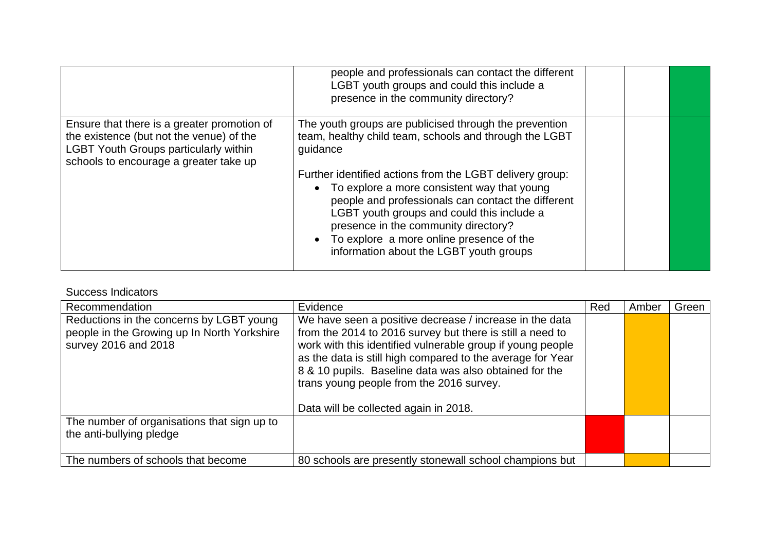| | | | | |
|---|---|---|---|---|
| | people and professionals can contact the different LGBT youth groups and could this include a presence in the community directory? | | | |
| Ensure that there is a greater promotion of the existence (but not the venue) of the LGBT Youth Groups particularly within schools to encourage a greater take up | The youth groups are publicised through the prevention team, healthy child team, schools and through the LGBT guidance<br><br>Further identified actions from the LGBT delivery group:<br>• To explore a more consistent way that young people and professionals can contact the different LGBT youth groups and could this include a presence in the community directory?<br>• To explore a more online presence of the information about the LGBT youth groups | | | |

Success Indicators

| Recommendation | Evidence | Red | Amber | Green |
|---|---|---|---|---|
| Reductions in the concerns by LGBT young people in the Growing up In North Yorkshire survey 2016 and 2018 | We have seen a positive decrease / increase in the data from the 2014 to 2016 survey but there is still a need to work with this identified vulnerable group if young people as the data is still high compared to the average for Year 8 & 10 pupils. Baseline data was also obtained for the trans young people from the 2016 survey.<br><br>Data will be collected again in 2018. | | | |
| The number of organisations that sign up to the anti-bullying pledge | | | | |
| The numbers of schools that become | 80 schools are presently stonewall school champions but | | | |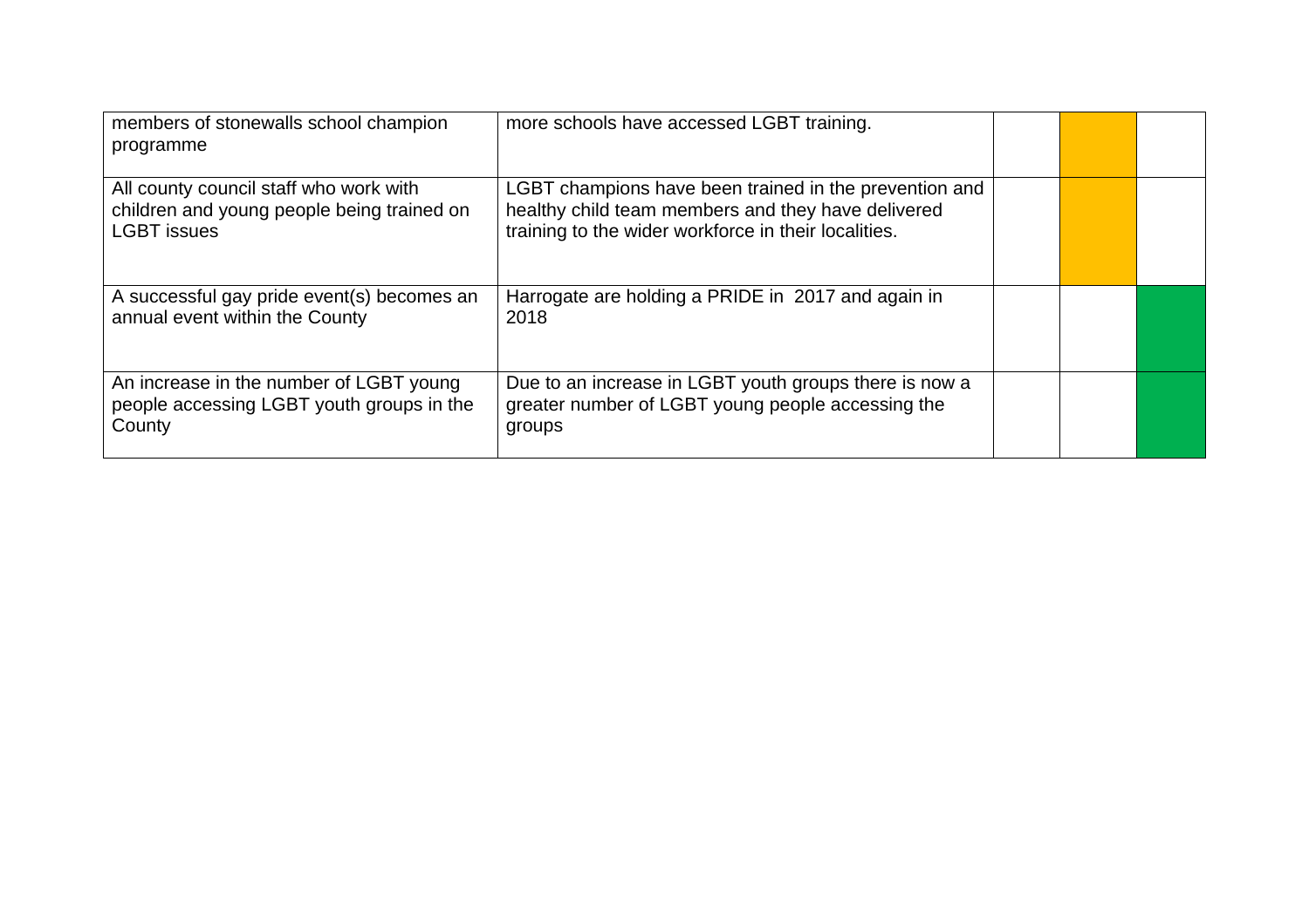| | | | | |
|---|---|---|---|---|
| members of stonewalls school champion programme | more schools have accessed LGBT training. | | | |
| All county council staff who work with children and young people being trained on LGBT issues | LGBT champions have been trained in the prevention and healthy child team members and they have delivered training to the wider workforce in their localities. | | | |
| A successful gay pride event(s) becomes an annual event within the County | Harrogate are holding a PRIDE in 2017 and again in 2018 | | | |
| An increase in the number of LGBT young people accessing LGBT youth groups in the County | Due to an increase in LGBT youth groups there is now a greater number of LGBT young people accessing the groups | | | |